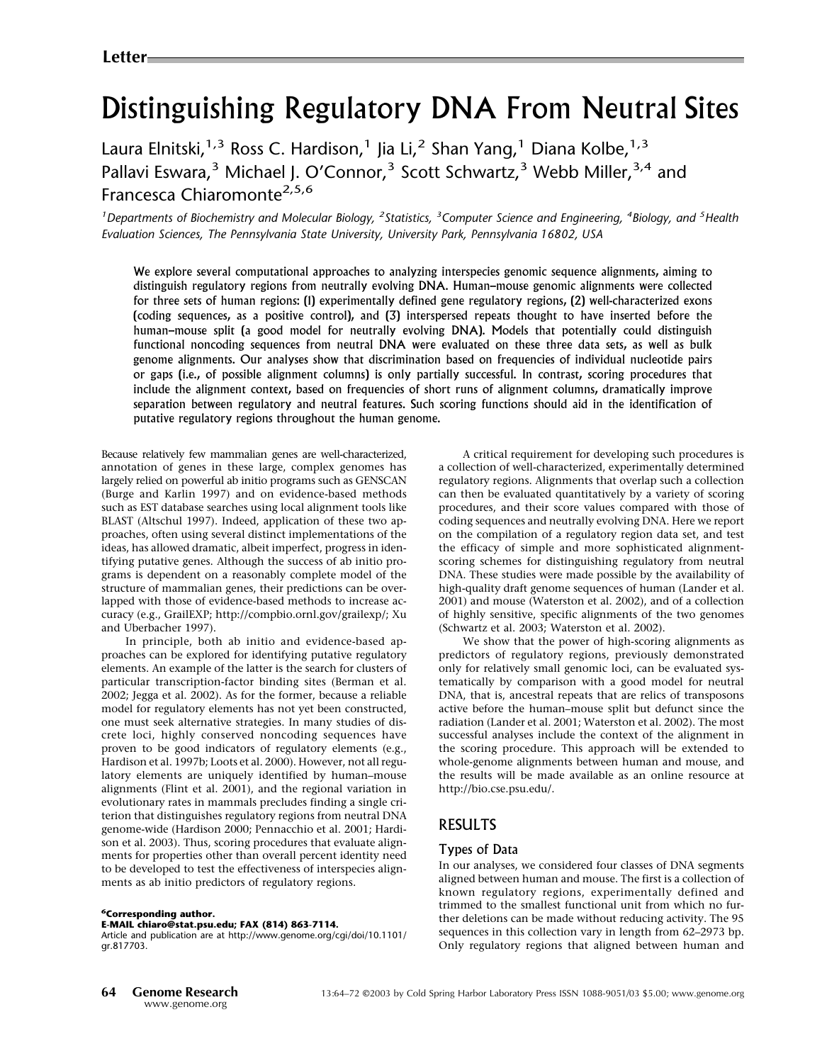Letter

# Distinguishing Regulatory DNA From Neutral Sites

Laura Elnitski,[1,3] Ross C. Hardison,[1] Jia Li,[2] Shan Yang,[1] Diana Kolbe,[1,3] Pallavi Eswara,[3] Michael J. O'Connor,[3] Scott Schwartz,[3] Webb Miller,[3,4] and Francesca Chiaromonte[2,5,6]

*[1]Departments of Biochemistry and Molecular Biology, [2]Statistics, [3]Computer Science and Engineering, [4]Biology, and [5]Health Evaluation Sciences, The Pennsylvania State University, University Park, Pennsylvania 16802, USA*

**We explore several computational approaches to analyzing interspecies genomic sequence alignments, aiming to distinguish regulatory regions from neutrally evolving DNA. Human–mouse genomic alignments were collected for three sets of human regions: (1) experimentally defined gene regulatory regions, (2) well-characterized exons (coding sequences, as a positive control), and (3) interspersed repeats thought to have inserted before the human–mouse split (a good model for neutrally evolving DNA). Models that potentially could distinguish functional noncoding sequences from neutral DNA were evaluated on these three data sets, as well as bulk genome alignments. Our analyses show that discrimination based on frequencies of individual nucleotide pairs or gaps (i.e., of possible alignment columns) is only partially successful. In contrast, scoring procedures that include the alignment context, based on frequencies of short runs of alignment columns, dramatically improve separation between regulatory and neutral features. Such scoring functions should aid in the identification of putative regulatory regions throughout the human genome.**

Because relatively few mammalian genes are well-characterized, annotation of genes in these large, complex genomes has largely relied on powerful ab initio programs such as GENSCAN (Burge and Karlin 1997) and on evidence-based methods such as EST database searches using local alignment tools like BLAST (Altschul 1997). Indeed, application of these two approaches, often using several distinct implementations of the ideas, has allowed dramatic, albeit imperfect, progress in identifying putative genes. Although the success of ab initio programs is dependent on a reasonably complete model of the structure of mammalian genes, their predictions can be overlapped with those of evidence-based methods to increase accuracy (e.g., GrailEXP; http://compbio.ornl.gov/grailexp/; Xu and Uberbacher 1997).

In principle, both ab initio and evidence-based approaches can be explored for identifying putative regulatory elements. An example of the latter is the search for clusters of particular transcription-factor binding sites (Berman et al. 2002; Jegga et al. 2002). As for the former, because a reliable model for regulatory elements has not yet been constructed, one must seek alternative strategies. In many studies of discrete loci, highly conserved noncoding sequences have proven to be good indicators of regulatory elements (e.g., Hardison et al. 1997b; Loots et al. 2000). However, not all regulatory elements are uniquely identified by human–mouse alignments (Flint et al. 2001), and the regional variation in evolutionary rates in mammals precludes finding a single criterion that distinguishes regulatory regions from neutral DNA genome-wide (Hardison 2000; Pennacchio et al. 2001; Hardison et al. 2003). Thus, scoring procedures that evaluate alignments for properties other than overall percent identity need to be developed to test the effectiveness of interspecies alignments as ab initio predictors of regulatory regions.

A critical requirement for developing such procedures is a collection of well-characterized, experimentally determined regulatory regions. Alignments that overlap such a collection can then be evaluated quantitatively by a variety of scoring procedures, and their score values compared with those of coding sequences and neutrally evolving DNA. Here we report on the compilation of a regulatory region data set, and test the efficacy of simple and more sophisticated alignment-scoring schemes for distinguishing regulatory from neutral DNA. These studies were made possible by the availability of high-quality draft genome sequences of human (Lander et al. 2001) and mouse (Waterston et al. 2002), and of a collection of highly sensitive, specific alignments of the two genomes (Schwartz et al. 2003; Waterston et al. 2002).

We show that the power of high-scoring alignments as predictors of regulatory regions, previously demonstrated only for relatively small genomic loci, can be evaluated systematically by comparison with a good model for neutral DNA, that is, ancestral repeats that are relics of transposons active before the human–mouse split but defunct since the radiation (Lander et al. 2001; Waterston et al. 2002). The most successful analyses include the context of the alignment in the scoring procedure. This approach will be extended to whole-genome alignments between human and mouse, and the results will be made available as an online resource at http://bio.cse.psu.edu/.

## RESULTS

### Types of Data

In our analyses, we considered four classes of DNA segments aligned between human and mouse. The first is a collection of known regulatory regions, experimentally defined and trimmed to the smallest functional unit from which no further deletions can be made without reducing activity. The 95 sequences in this collection vary in length from 62–2973 bp. Only regulatory regions that aligned between human and

[6]**Corresponding author.**
**E-MAIL chiaro@stat.psu.edu; FAX (814) 863-7114.**
Article and publication are at http://www.genome.org/cgi/doi/10.1101/gr.817703.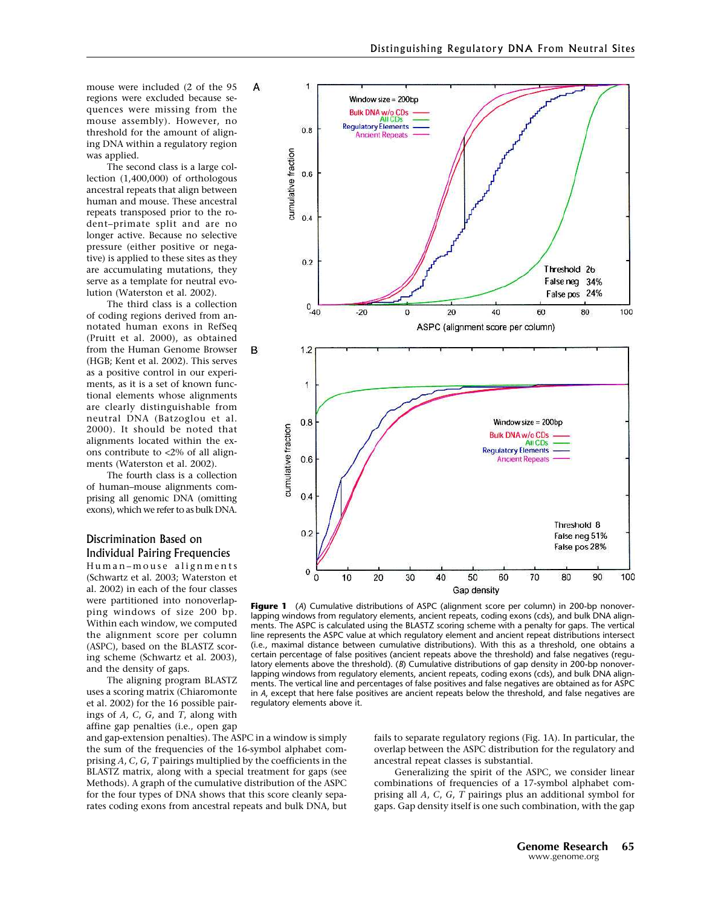mouse were included (2 of the 95 regions were excluded because sequences were missing from the mouse assembly). However, no threshold for the amount of aligning DNA within a regulatory region was applied.

The second class is a large collection (1,400,000) of orthologous ancestral repeats that align between human and mouse. These ancestral repeats transposed prior to the rodent–primate split and are no longer active. Because no selective pressure (either positive or negative) is applied to these sites as they are accumulating mutations, they serve as a template for neutral evolution (Waterston et al. 2002).

The third class is a collection of coding regions derived from annotated human exons in RefSeq (Pruitt et al. 2000), as obtained from the Human Genome Browser (HGB; Kent et al. 2002). This serves as a positive control in our experiments, as it is a set of known functional elements whose alignments are clearly distinguishable from neutral DNA (Batzoglou et al. 2000). It should be noted that alignments located within the exons contribute to <2% of all alignments (Waterston et al. 2002).

The fourth class is a collection of human–mouse alignments comprising all genomic DNA (omitting exons), which we refer to as bulk DNA.

**Figure 1** (*A*) Cumulative distributions of ASPC (alignment score per column) in 200-bp nonoverlapping windows from regulatory elements, ancient repeats, coding exons (cds), and bulk DNA alignments. The ASPC is calculated using the BLASTZ scoring scheme with a penalty for gaps. The vertical line represents the ASPC value at which regulatory element and ancient repeat distributions intersect (i.e., maximal distance between cumulative distributions). With this as a threshold, one obtains a certain percentage of false positives (ancient repeats above the threshold) and false negatives (regulatory elements above the threshold). (*B*) Cumulative distributions of gap density in 200-bp nonoverlapping windows from regulatory elements, ancient repeats, coding exons (cds), and bulk DNA alignments. The vertical line and percentages of false positives and false negatives are obtained as for ASPC in *A*, except that here false positives are ancient repeats below the threshold, and false negatives are regulatory elements above it.

## Discrimination Based on Individual Pairing Frequencies

Human–mouse alignments (Schwartz et al. 2003; Waterston et al. 2002) in each of the four classes were partitioned into nonoverlapping windows of size 200 bp. Within each window, we computed the alignment score per column (ASPC), based on the BLASTZ scoring scheme (Schwartz et al. 2003), and the density of gaps.

The aligning program BLASTZ uses a scoring matrix (Chiaromonte et al. 2002) for the 16 possible pairings of *A*, *C*, *G*, and *T*, along with affine gap penalties (i.e., open gap and gap-extension penalties). The ASPC in a window is simply the sum of the frequencies of the 16-symbol alphabet comprising *A*, *C*, *G*, *T* pairings multiplied by the coefficients in the BLASTZ matrix, along with a special treatment for gaps (see Methods). A graph of the cumulative distribution of the ASPC for the four types of DNA shows that this score cleanly separates coding exons from ancestral repeats and bulk DNA, but fails to separate regulatory regions (Fig. 1A). In particular, the overlap between the ASPC distribution for the regulatory and ancestral repeat classes is substantial.

Generalizing the spirit of the ASPC, we consider linear combinations of frequencies of a 17-symbol alphabet comprising all *A*, *C*, *G*, *T* pairings plus an additional symbol for gaps. Gap density itself is one such combination, with the gap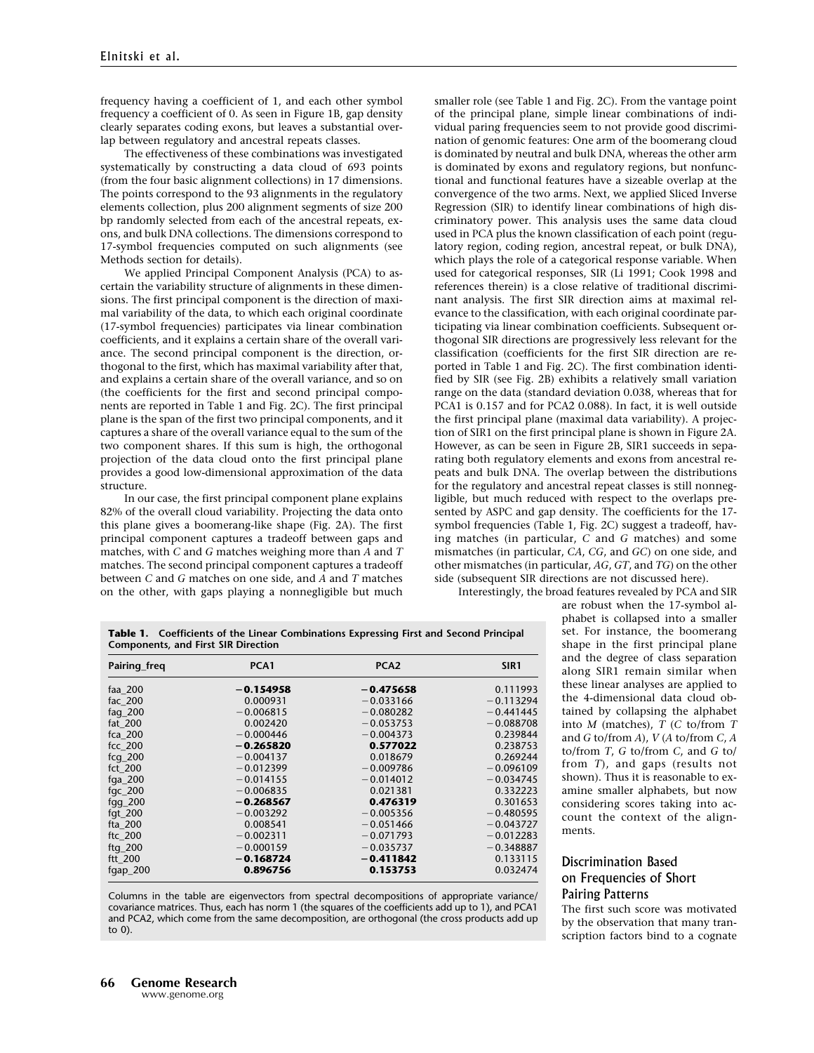frequency having a coefficient of 1, and each other symbol frequency a coefficient of 0. As seen in Figure 1B, gap density clearly separates coding exons, but leaves a substantial overlap between regulatory and ancestral repeats classes.

The effectiveness of these combinations was investigated systematically by constructing a data cloud of 693 points (from the four basic alignment collections) in 17 dimensions. The points correspond to the 93 alignments in the regulatory elements collection, plus 200 alignment segments of size 200 bp randomly selected from each of the ancestral repeats, exons, and bulk DNA collections. The dimensions correspond to 17-symbol frequencies computed on such alignments (see Methods section for details).

We applied Principal Component Analysis (PCA) to ascertain the variability structure of alignments in these dimensions. The first principal component is the direction of maximal variability of the data, to which each original coordinate (17-symbol frequencies) participates via linear combination coefficients, and it explains a certain share of the overall variance. The second principal component is the direction, orthogonal to the first, which has maximal variability after that, and explains a certain share of the overall variance, and so on (the coefficients for the first and second principal components are reported in Table 1 and Fig. 2C). The first principal plane is the span of the first two principal components, and it captures a share of the overall variance equal to the sum of the two component shares. If this sum is high, the orthogonal projection of the data cloud onto the first principal plane provides a good low-dimensional approximation of the data structure.

In our case, the first principal component plane explains 82% of the overall cloud variability. Projecting the data onto this plane gives a boomerang-like shape (Fig. 2A). The first principal component captures a tradeoff between gaps and matches, with *C* and *G* matches weighing more than *A* and *T* matches. The second principal component captures a tradeoff between *C* and *G* matches on one side, and *A* and *T* matches on the other, with gaps playing a nonnegligible but much smaller role (see Table 1 and Fig. 2C). From the vantage point of the principal plane, simple linear combinations of individual paring frequencies seem to not provide good discrimination of genomic features: One arm of the boomerang cloud is dominated by neutral and bulk DNA, whereas the other arm is dominated by exons and regulatory regions, but nonfunctional and functional features have a sizeable overlap at the convergence of the two arms. Next, we applied Sliced Inverse Regression (SIR) to identify linear combinations of high discriminatory power. This analysis uses the same data cloud used in PCA plus the known classification of each point (regulatory region, coding region, ancestral repeat, or bulk DNA), which plays the role of a categorical response variable. When used for categorical responses, SIR (Li 1991; Cook 1998 and references therein) is a close relative of traditional discriminant analysis. The first SIR direction aims at maximal relevance to the classification, with each original coordinate participating via linear combination coefficients. Subsequent orthogonal SIR directions are progressively less relevant for the classification (coefficients for the first SIR direction are reported in Table 1 and Fig. 2C). The first combination identified by SIR (see Fig. 2B) exhibits a relatively small variation range on the data (standard deviation 0.038, whereas that for PCA1 is 0.157 and for PCA2 0.088). In fact, it is well outside the first principal plane (maximal data variability). A projection of SIR1 on the first principal plane is shown in Figure 2A. However, as can be seen in Figure 2B, SIR1 succeeds in separating both regulatory elements and exons from ancestral repeats and bulk DNA. The overlap between the distributions for the regulatory and ancestral repeat classes is still nonnegligible, but much reduced with respect to the overlaps presented by ASPC and gap density. The coefficients for the 17-symbol frequencies (Table 1, Fig. 2C) suggest a tradeoff, having matches (in particular, *C* and *G* matches) and some mismatches (in particular, *CA*, *CG*, and *GC*) on one side, and other mismatches (in particular, *AG*, *GT*, and *TG*) on the other side (subsequent SIR directions are not discussed here).

Interestingly, the broad features revealed by PCA and SIR are robust when the 17-symbol alphabet is collapsed into a smaller set. For instance, the boomerang shape in the first principal plane and the degree of class separation along SIR1 remain similar when these linear analyses are applied to the 4-dimensional data cloud obtained by collapsing the alphabet into *M* (matches), *T* (*C* to/from *T* and *G* to/from *A*), *V* (*A* to/from *C*, *A* to/from *T*, *G* to/from *C*, and *G* to/from *T*), and gaps (results not shown). Thus it is reasonable to examine smaller alphabets, but now considering scores taking into account the context of the alignments.

**Table 1.** Coefficients of the Linear Combinations Expressing First and Second Principal Components, and First SIR Direction

| Pairing_freq | PCA1 | PCA2 | SIR1 |
|---|---|---|---|
| faa_200 | **−0.154958** | **−0.475658** | 0.111993 |
| fac_200 | 0.000931 | −0.033166 | −0.113294 |
| fag_200 | −0.006815 | −0.080282 | −0.441445 |
| fat_200 | 0.002420 | −0.053753 | −0.088708 |
| fca_200 | −0.000446 | −0.004373 | 0.239844 |
| fcc_200 | **−0.265820** | **0.577022** | 0.238753 |
| fcg_200 | −0.004137 | 0.018679 | 0.269244 |
| fct_200 | −0.012399 | −0.009786 | −0.096109 |
| fga_200 | −0.014155 | −0.014012 | −0.034745 |
| fgc_200 | −0.006835 | 0.021381 | 0.332223 |
| fgg_200 | **−0.268567** | **0.476319** | 0.301653 |
| fgt_200 | −0.003292 | −0.005356 | −0.480595 |
| fta_200 | 0.008541 | −0.051466 | −0.043727 |
| ftc_200 | −0.002311 | −0.071793 | −0.012283 |
| ftg_200 | −0.000159 | −0.035737 | −0.348887 |
| ftt_200 | **−0.168724** | **−0.411842** | 0.133115 |
| fgap_200 | **0.896756** | **0.153753** | 0.032474 |

Columns in the table are eigenvectors from spectral decompositions of appropriate variance/covariance matrices. Thus, each has norm 1 (the squares of the coefficients add up to 1), and PCA1 and PCA2, which come from the same decomposition, are orthogonal (the cross products add up to 0).

## Discrimination Based on Frequencies of Short Pairing Patterns

The first such score was motivated by the observation that many transcription factors bind to a cognate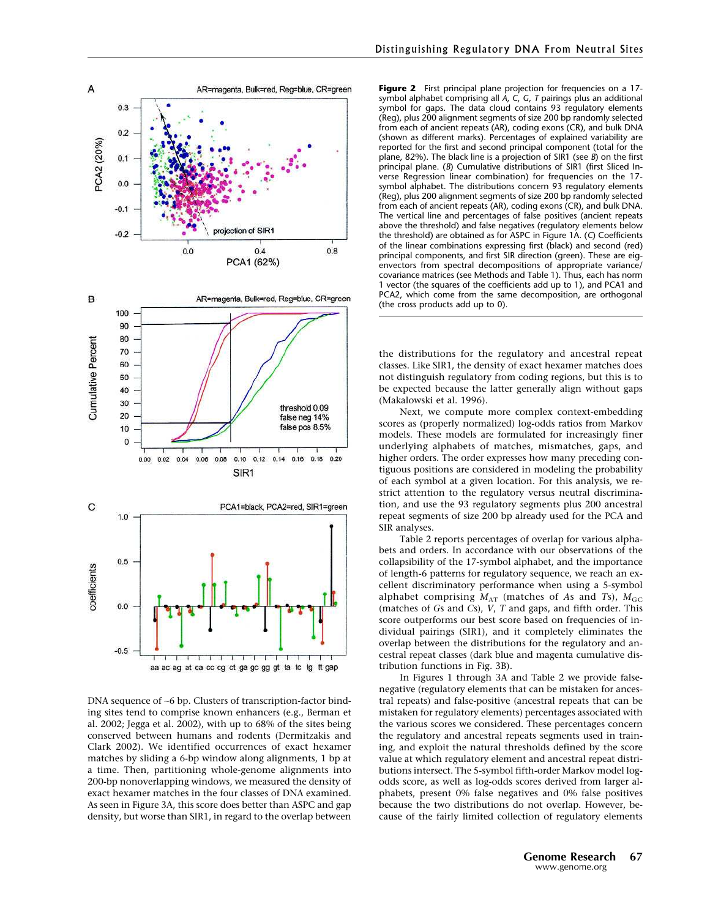**Figure 2** First principal plane projection for frequencies on a 17-symbol alphabet comprising all *A*, *C*, *G*, *T* pairings plus an additional symbol for gaps. The data cloud contains 93 regulatory elements (Reg), plus 200 alignment segments of size 200 bp randomly selected from each of ancient repeats (AR), coding exons (CR), and bulk DNA (shown as different marks). Percentages of explained variability are reported for the first and second principal component (total for the plane, 82%). The black line is a projection of SIR1 (see *B*) on the first principal plane. (*B*) Cumulative distributions of SIR1 (first Sliced Inverse Regression linear combination) for frequencies on the 17-symbol alphabet. The distributions concern 93 regulatory elements (Reg), plus 200 alignment segments of size 200 bp randomly selected from each of ancient repeats (AR), coding exons (CR), and bulk DNA. The vertical line and percentages of false positives (ancient repeats above the threshold) and false negatives (regulatory elements below the threshold) are obtained as for ASPC in Figure 1A. (*C*) Coefficients of the linear combinations expressing first (black) and second (red) principal components, and first SIR direction (green). These are eigenvectors from spectral decompositions of appropriate variance/covariance matrices (see Methods and Table 1). Thus, each has norm 1 vector (the squares of the coefficients add up to 1), and PCA1 and PCA2, which come from the same decomposition, are orthogonal (the cross products add up to 0).

DNA sequence of ~6 bp. Clusters of transcription-factor binding sites tend to comprise known enhancers (e.g., Berman et al. 2002; Jegga et al. 2002), with up to 68% of the sites being conserved between humans and rodents (Dermitzakis and Clark 2002). We identified occurrences of exact hexamer matches by sliding a 6-bp window along alignments, 1 bp at a time. Then, partitioning whole-genome alignments into 200-bp nonoverlapping windows, we measured the density of exact hexamer matches in the four classes of DNA examined. As seen in Figure 3A, this score does better than ASPC and gap density, but worse than SIR1, in regard to the overlap between the distributions for the regulatory and ancestral repeat classes. Like SIR1, the density of exact hexamer matches does not distinguish regulatory from coding regions, but this is to be expected because the latter generally align without gaps (Makalowski et al. 1996).

Next, we compute more complex context-embedding scores as (properly normalized) log-odds ratios from Markov models. These models are formulated for increasingly finer underlying alphabets of matches, mismatches, gaps, and higher orders. The order expresses how many preceding contiguous positions are considered in modeling the probability of each symbol at a given location. For this analysis, we restrict attention to the regulatory versus neutral discrimination, and use the 93 regulatory segments plus 200 ancestral repeat segments of size 200 bp already used for the PCA and SIR analyses.

Table 2 reports percentages of overlap for various alphabets and orders. In accordance with our observations of the collapsibility of the 17-symbol alphabet, and the importance of length-6 patterns for regulatory sequence, we reach an excellent discriminatory performance when using a 5-symbol alphabet comprising $M_{\mathrm{AT}}$ (matches of *A*s and *T*s), $M_{\mathrm{GC}}$ (matches of *G*s and *C*s), *V*, *T* and gaps, and fifth order. This score outperforms our best score based on frequencies of individual pairings (SIR1), and it completely eliminates the overlap between the distributions for the regulatory and ancestral repeat classes (dark blue and magenta cumulative distribution functions in Fig. 3B).

In Figures 1 through 3A and Table 2 we provide false-negative (regulatory elements that can be mistaken for ancestral repeats) and false-positive (ancestral repeats that can be mistaken for regulatory elements) percentages associated with the various scores we considered. These percentages concern the regulatory and ancestral repeats segments used in training, and exploit the natural thresholds defined by the score value at which regulatory element and ancestral repeat distributions intersect. The 5-symbol fifth-order Markov model log-odds score, as well as log-odds scores derived from larger alphabets, present 0% false negatives and 0% false positives because the two distributions do not overlap. However, because of the fairly limited collection of regulatory elements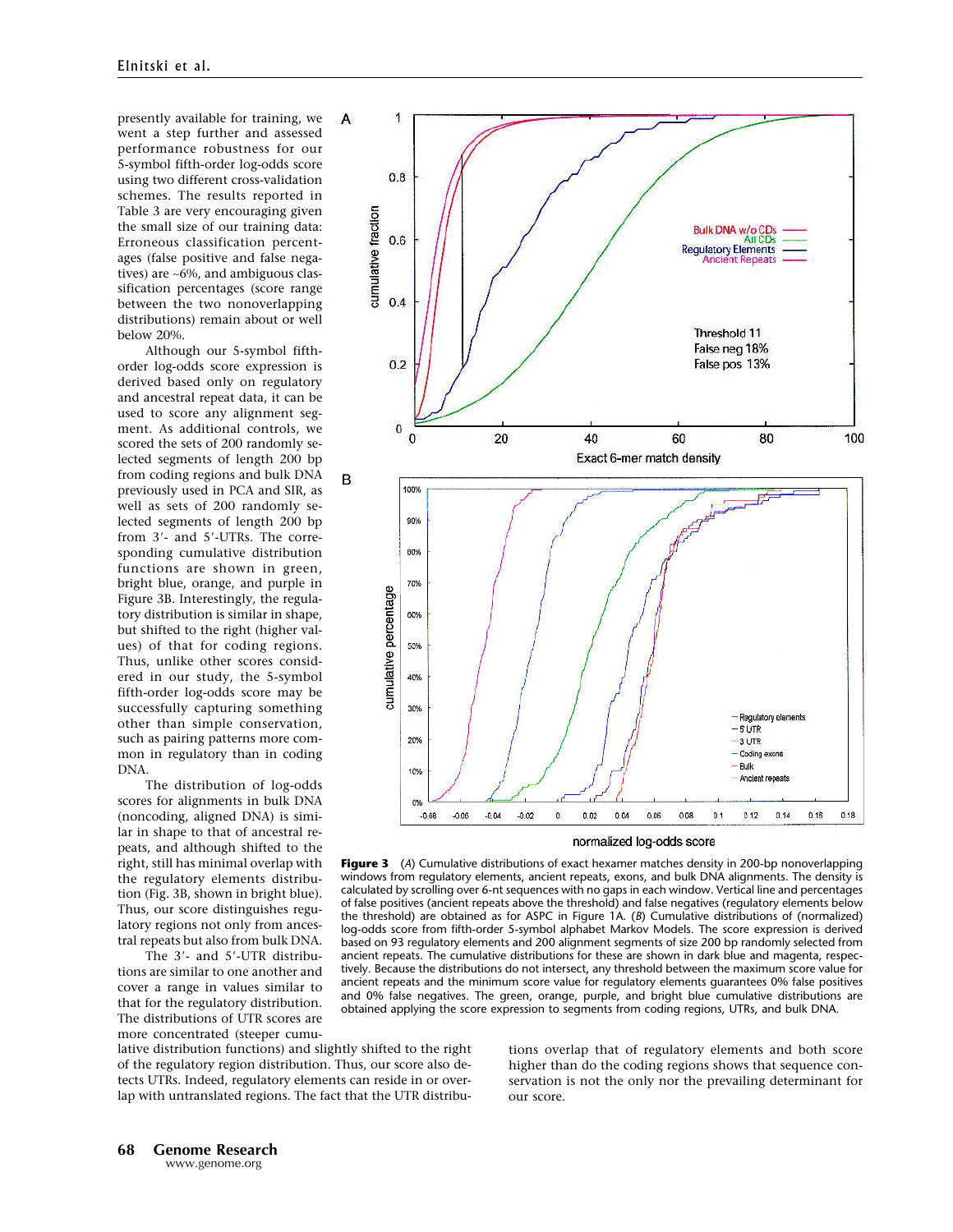presently available for training, we went a step further and assessed performance robustness for our 5-symbol fifth-order log-odds score using two different cross-validation schemes. The results reported in Table 3 are very encouraging given the small size of our training data: Erroneous classification percentages (false positive and false negatives) are ~6%, and ambiguous classification percentages (score range between the two nonoverlapping distributions) remain about or well below 20%.

Although our 5-symbol fifth-order log-odds score expression is derived based only on regulatory and ancestral repeat data, it can be used to score any alignment segment. As additional controls, we scored the sets of 200 randomly selected segments of length 200 bp from coding regions and bulk DNA previously used in PCA and SIR, as well as sets of 200 randomly selected segments of length 200 bp from 3′- and 5′-UTRs. The corresponding cumulative distribution functions are shown in green, bright blue, orange, and purple in Figure 3B. Interestingly, the regulatory distribution is similar in shape, but shifted to the right (higher values) of that for coding regions. Thus, unlike other scores considered in our study, the 5-symbol fifth-order log-odds score may be successfully capturing something other than simple conservation, such as pairing patterns more common in regulatory than in coding DNA.

The distribution of log-odds scores for alignments in bulk DNA (noncoding, aligned DNA) is similar in shape to that of ancestral repeats, and although shifted to the right, still has minimal overlap with the regulatory elements distribution (Fig. 3B, shown in bright blue). Thus, our score distinguishes regulatory regions not only from ancestral repeats but also from bulk DNA.

The 3′- and 5′-UTR distributions are similar to one another and cover a range in values similar to that for the regulatory distribution. The distributions of UTR scores are more concentrated (steeper cumulative distribution functions) and slightly shifted to the right of the regulatory region distribution. Thus, our score also detects UTRs. Indeed, regulatory elements can reside in or overlap with untranslated regions. The fact that the UTR distributions overlap that of regulatory elements and both score higher than do the coding regions shows that sequence conservation is not the only nor the prevailing determinant for our score.

**Figure 3** (*A*) Cumulative distributions of exact hexamer matches density in 200-bp nonoverlapping windows from regulatory elements, ancient repeats, exons, and bulk DNA alignments. The density is calculated by scrolling over 6-nt sequences with no gaps in each window. Vertical line and percentages of false positives (ancient repeats above the threshold) and false negatives (regulatory elements below the threshold) are obtained as for ASPC in Figure 1A. (*B*) Cumulative distributions of (normalized) log-odds score from fifth-order 5-symbol alphabet Markov Models. The score expression is derived based on 93 regulatory elements and 200 alignment segments of size 200 bp randomly selected from ancient repeats. The cumulative distributions for these are shown in dark blue and magenta, respectively. Because the distributions do not intersect, any threshold between the maximum score value for ancient repeats and the minimum score value for regulatory elements guarantees 0% false positives and 0% false negatives. The green, orange, purple, and bright blue cumulative distributions are obtained applying the score expression to segments from coding regions, UTRs, and bulk DNA.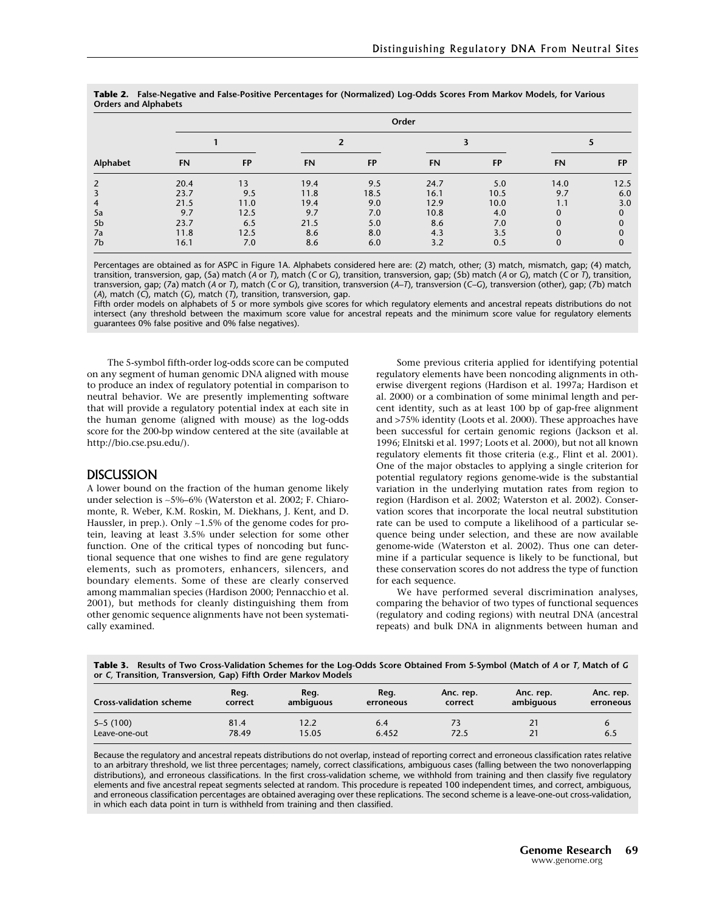**Table 2. False-Negative and False-Positive Percentages for (Normalized) Log-Odds Scores From Markov Models, for Various Orders and Alphabets**

| | Order | | | | | | | |
|---|---|---|---|---|---|---|---|---|
| | 1 | | 2 | | 3 | | 5 | |
| Alphabet | FN | FP | FN | FP | FN | FP | FN | FP |
| 2 | 20.4 | 13 | 19.4 | 9.5 | 24.7 | 5.0 | 14.0 | 12.5 |
| 3 | 23.7 | 9.5 | 11.8 | 18.5 | 16.1 | 10.5 | 9.7 | 6.0 |
| 4 | 21.5 | 11.0 | 19.4 | 9.0 | 12.9 | 10.0 | 1.1 | 3.0 |
| 5a | 9.7 | 12.5 | 9.7 | 7.0 | 10.8 | 4.0 | 0 | 0 |
| 5b | 23.7 | 6.5 | 21.5 | 5.0 | 8.6 | 7.0 | 0 | 0 |
| 7a | 11.8 | 12.5 | 8.6 | 8.0 | 4.3 | 3.5 | 0 | 0 |
| 7b | 16.1 | 7.0 | 8.6 | 6.0 | 3.2 | 0.5 | 0 | 0 |

Percentages are obtained as for ASPC in Figure 1A. Alphabets considered here are: (2) match, other; (3) match, mismatch, gap; (4) match, transition, transversion, gap; (5a) match (*A* or *T*), match (*C* or *G*), transition, transversion, gap; (5b) match (*A* or *G*), match (*C* or *T*), transition, transversion, gap; (7a) match (*A* or *T*), match (*C* or *G*), transition, transversion (*A–T*), transversion (*C–G*), transversion (other), gap; (7b) match (*A*), match (*C*), match (*G*), match (*T*), transition, transversion, gap.
Fifth order models on alphabets of 5 or more symbols give scores for which regulatory elements and ancestral repeats distributions do not intersect (any threshold between the maximum score value for ancestral repeats and the minimum score value for regulatory elements guarantees 0% false positive and 0% false negatives).

The 5-symbol fifth-order log-odds score can be computed on any segment of human genomic DNA aligned with mouse to produce an index of regulatory potential in comparison to neutral behavior. We are presently implementing software that will provide a regulatory potential index at each site in the human genome (aligned with mouse) as the log-odds score for the 200-bp window centered at the site (available at http://bio.cse.psu.edu/).

## DISCUSSION

A lower bound on the fraction of the human genome likely under selection is ~5%–6% (Waterston et al. 2002; F. Chiaromonte, R. Weber, K.M. Roskin, M. Diekhans, J. Kent, and D. Haussler, in prep.). Only ~1.5% of the genome codes for protein, leaving at least 3.5% under selection for some other function. One of the critical types of noncoding but functional sequence that one wishes to find are gene regulatory elements, such as promoters, enhancers, silencers, and boundary elements. Some of these are clearly conserved among mammalian species (Hardison 2000; Pennacchio et al. 2001), but methods for cleanly distinguishing them from other genomic sequence alignments have not been systematically examined.

Some previous criteria applied for identifying potential regulatory elements have been noncoding alignments in otherwise divergent regions (Hardison et al. 1997a; Hardison et al. 2000) or a combination of some minimal length and percent identity, such as at least 100 bp of gap-free alignment and >75% identity (Loots et al. 2000). These approaches have been successful for certain genomic regions (Jackson et al. 1996; Elnitski et al. 1997; Loots et al. 2000), but not all known regulatory elements fit those criteria (e.g., Flint et al. 2001). One of the major obstacles to applying a single criterion for potential regulatory regions genome-wide is the substantial variation in the underlying mutation rates from region to region (Hardison et al. 2002; Waterston et al. 2002). Conservation scores that incorporate the local neutral substitution rate can be used to compute a likelihood of a particular sequence being under selection, and these are now available genome-wide (Waterston et al. 2002). Thus one can determine if a particular sequence is likely to be functional, but these conservation scores do not address the type of function for each sequence.

We have performed several discrimination analyses, comparing the behavior of two types of functional sequences (regulatory and coding regions) with neutral DNA (ancestral repeats) and bulk DNA in alignments between human and

**Table 3. Results of Two Cross-Validation Schemes for the Log-Odds Score Obtained From 5-Symbol (Match of *A* or *T*, Match of *G* or *C*, Transition, Transversion, Gap) Fifth Order Markov Models**

| Cross-validation scheme | Reg. correct | Reg. ambiguous | Reg. erroneous | Anc. rep. correct | Anc. rep. ambiguous | Anc. rep. erroneous |
|---|---|---|---|---|---|---|
| 5–5 (100) | 81.4 | 12.2 | 6.4 | 73 | 21 | 6 |
| Leave-one-out | 78.49 | 15.05 | 6.452 | 72.5 | 21 | 6.5 |

Because the regulatory and ancestral repeats distributions do not overlap, instead of reporting correct and erroneous classification rates relative to an arbitrary threshold, we list three percentages; namely, correct classifications, ambiguous cases (falling between the two nonoverlapping distributions), and erroneous classifications. In the first cross-validation scheme, we withhold from training and then classify five regulatory elements and five ancestral repeat segments selected at random. This procedure is repeated 100 independent times, and correct, ambiguous, and erroneous classification percentages are obtained averaging over these replications. The second scheme is a leave-one-out cross-validation, in which each data point in turn is withheld from training and then classified.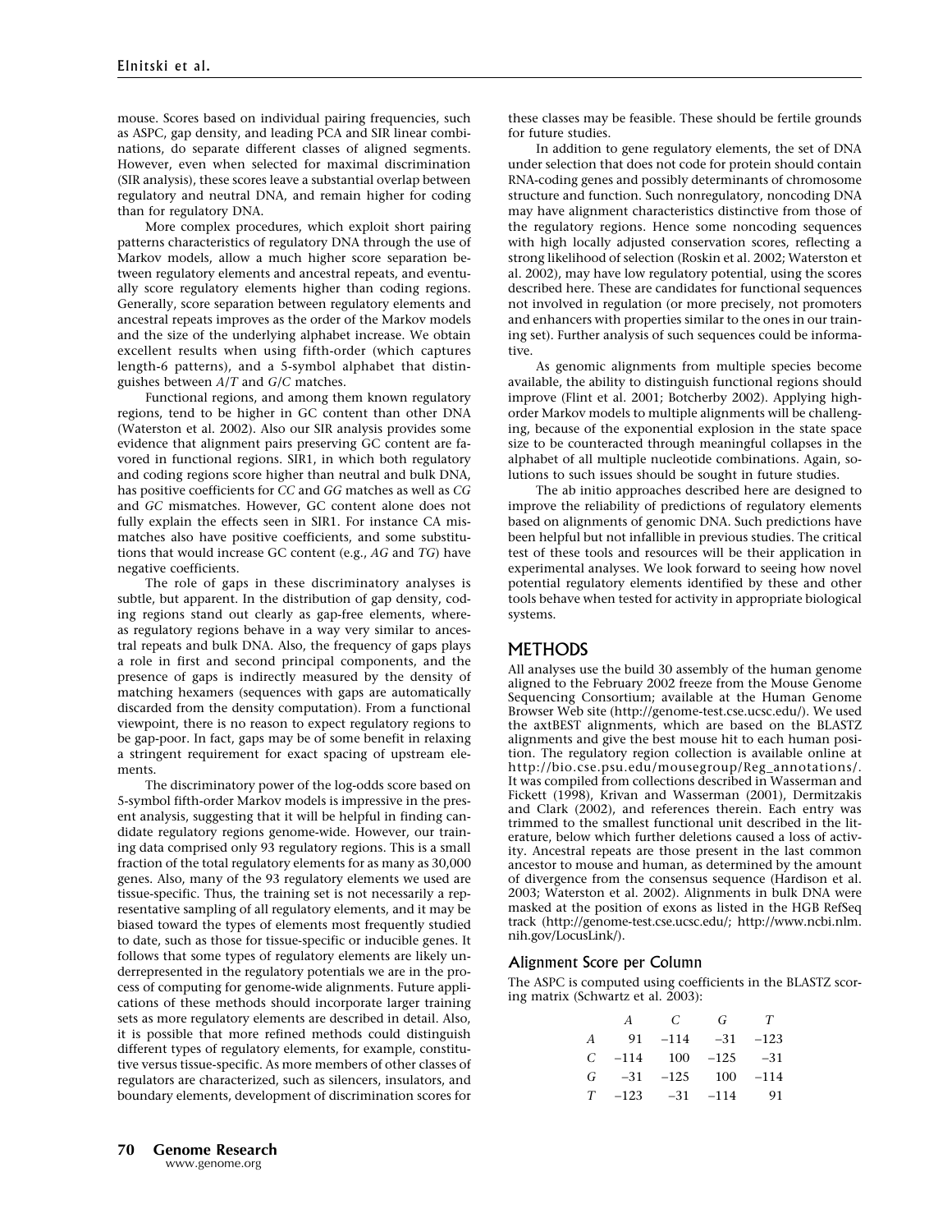mouse. Scores based on individual pairing frequencies, such as ASPC, gap density, and leading PCA and SIR linear combinations, do separate different classes of aligned segments. However, even when selected for maximal discrimination (SIR analysis), these scores leave a substantial overlap between regulatory and neutral DNA, and remain higher for coding than for regulatory DNA.

More complex procedures, which exploit short pairing patterns characteristics of regulatory DNA through the use of Markov models, allow a much higher score separation between regulatory elements and ancestral repeats, and eventually score regulatory elements higher than coding regions. Generally, score separation between regulatory elements and ancestral repeats improves as the order of the Markov models and the size of the underlying alphabet increase. We obtain excellent results when using fifth-order (which captures length-6 patterns), and a 5-symbol alphabet that distinguishes between *A*/*T* and *G*/*C* matches.

Functional regions, and among them known regulatory regions, tend to be higher in GC content than other DNA (Waterston et al. 2002). Also our SIR analysis provides some evidence that alignment pairs preserving GC content are favored in functional regions. SIR1, in which both regulatory and coding regions score higher than neutral and bulk DNA, has positive coefficients for *CC* and *GG* matches as well as *CG* and *GC* mismatches. However, GC content alone does not fully explain the effects seen in SIR1. For instance CA mismatches also have positive coefficients, and some substitutions that would increase GC content (e.g., *AG* and *TG*) have negative coefficients.

The role of gaps in these discriminatory analyses is subtle, but apparent. In the distribution of gap density, coding regions stand out clearly as gap-free elements, whereas regulatory regions behave in a way very similar to ancestral repeats and bulk DNA. Also, the frequency of gaps plays a role in first and second principal components, and the presence of gaps is indirectly measured by the density of matching hexamers (sequences with gaps are automatically discarded from the density computation). From a functional viewpoint, there is no reason to expect regulatory regions to be gap-poor. In fact, gaps may be of some benefit in relaxing a stringent requirement for exact spacing of upstream elements.

The discriminatory power of the log-odds score based on 5-symbol fifth-order Markov models is impressive in the present analysis, suggesting that it will be helpful in finding candidate regulatory regions genome-wide. However, our training data comprised only 93 regulatory regions. This is a small fraction of the total regulatory elements for as many as 30,000 genes. Also, many of the 93 regulatory elements we used are tissue-specific. Thus, the training set is not necessarily a representative sampling of all regulatory elements, and it may be biased toward the types of elements most frequently studied to date, such as those for tissue-specific or inducible genes. It follows that some types of regulatory elements are likely underrepresented in the regulatory potentials we are in the process of computing for genome-wide alignments. Future applications of these methods should incorporate larger training sets as more regulatory elements are described in detail. Also, it is possible that more refined methods could distinguish different types of regulatory elements, for example, constitutive versus tissue-specific. As more members of other classes of regulators are characterized, such as silencers, insulators, and boundary elements, development of discrimination scores for these classes may be feasible. These should be fertile grounds for future studies.

In addition to gene regulatory elements, the set of DNA under selection that does not code for protein should contain RNA-coding genes and possibly determinants of chromosome structure and function. Such nonregulatory, noncoding DNA may have alignment characteristics distinctive from those of the regulatory regions. Hence some noncoding sequences with high locally adjusted conservation scores, reflecting a strong likelihood of selection (Roskin et al. 2002; Waterston et al. 2002), may have low regulatory potential, using the scores described here. These are candidates for functional sequences not involved in regulation (or more precisely, not promoters and enhancers with properties similar to the ones in our training set). Further analysis of such sequences could be informative.

As genomic alignments from multiple species become available, the ability to distinguish functional regions should improve (Flint et al. 2001; Botcherby 2002). Applying high-order Markov models to multiple alignments will be challenging, because of the exponential explosion in the state space size to be counteracted through meaningful collapses in the alphabet of all multiple nucleotide combinations. Again, solutions to such issues should be sought in future studies.

The ab initio approaches described here are designed to improve the reliability of predictions of regulatory elements based on alignments of genomic DNA. Such predictions have been helpful but not infallible in previous studies. The critical test of these tools and resources will be their application in experimental analyses. We look forward to seeing how novel potential regulatory elements identified by these and other tools behave when tested for activity in appropriate biological systems.

## METHODS

All analyses use the build 30 assembly of the human genome aligned to the February 2002 freeze from the Mouse Genome Sequencing Consortium; available at the Human Genome Browser Web site (http://genome-test.cse.ucsc.edu/). We used the axtBEST alignments, which are based on the BLASTZ alignments and give the best mouse hit to each human position. The regulatory region collection is available online at http://bio.cse.psu.edu/mousegroup/Reg_annotations/. It was compiled from collections described in Wasserman and Fickett (1998), Krivan and Wasserman (2001), Dermitzakis and Clark (2002), and references therein. Each entry was trimmed to the smallest functional unit described in the literature, below which further deletions caused a loss of activity. Ancestral repeats are those present in the last common ancestor to mouse and human, as determined by the amount of divergence from the consensus sequence (Hardison et al. 2003; Waterston et al. 2002). Alignments in bulk DNA were masked at the position of exons as listed in the HGB RefSeq track (http://genome-test.cse.ucsc.edu/; http://www.ncbi.nlm.nih.gov/LocusLink/).

### Alignment Score per Column

The ASPC is computed using coefficients in the BLASTZ scoring matrix (Schwartz et al. 2003):

| | *A* | *C* | *G* | *T* |
|---|---|---|---|---|
| *A* | 91 | −114 | −31 | −123 |
| *C* | −114 | 100 | −125 | −31 |
| *G* | −31 | −125 | 100 | −114 |
| *T* | −123 | −31 | −114 | 91 |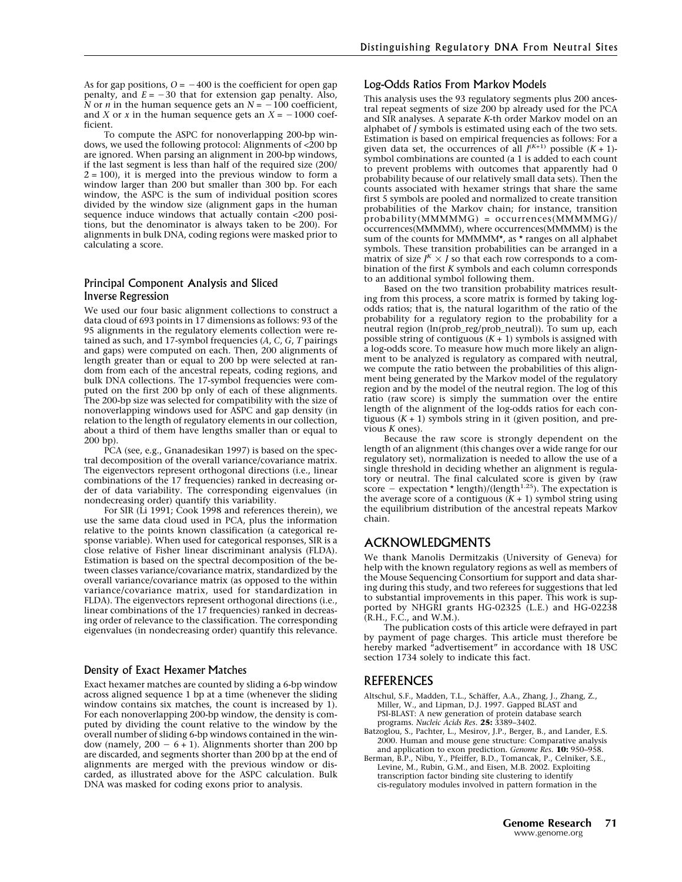As for gap positions, $O = -400$ is the coefficient for open gap penalty, and $E = -30$ that for extension gap penalty. Also, $N$ or $n$ in the human sequence gets an $N = -100$ coefficient, and $X$ or $x$ in the human sequence gets an $X = -1000$ coefficient.

To compute the ASPC for nonoverlapping 200-bp windows, we used the following protocol: Alignments of <200 bp are ignored. When parsing an alignment in 200-bp windows, if the last segment is less than half of the required size (200/2 = 100), it is merged into the previous window to form a window larger than 200 but smaller than 300 bp. For each window, the ASPC is the sum of individual position scores divided by the window size (alignment gaps in the human sequence induce windows that actually contain <200 positions, but the denominator is always taken to be 200). For alignments in bulk DNA, coding regions were masked prior to calculating a score.

### Principal Component Analysis and Sliced Inverse Regression

We used our four basic alignment collections to construct a data cloud of 693 points in 17 dimensions as follows: 93 of the 95 alignments in the regulatory elements collection were retained as such, and 17-symbol frequencies ($A$, $C$, $G$, $T$ pairings and gaps) were computed on each. Then, 200 alignments of length greater than or equal to 200 bp were selected at random from each of the ancestral repeats, coding regions, and bulk DNA collections. The 17-symbol frequencies were computed on the first 200 bp only of each of these alignments. The 200-bp size was selected for compatibility with the size of nonoverlapping windows used for ASPC and gap density (in relation to the length of regulatory elements in our collection, about a third of them have lengths smaller than or equal to 200 bp).

PCA (see, e.g., Gnanadesikan 1997) is based on the spectral decomposition of the overall variance/covariance matrix. The eigenvectors represent orthogonal directions (i.e., linear combinations of the 17 frequencies) ranked in decreasing order of data variability. The corresponding eigenvalues (in nondecreasing order) quantify this variability.

For SIR (Li 1991; Cook 1998 and references therein), we use the same data cloud used in PCA, plus the information relative to the points known classification (a categorical response variable). When used for categorical responses, SIR is a close relative of Fisher linear discriminant analysis (FLDA). Estimation is based on the spectral decomposition of the between classes variance/covariance matrix, standardized by the overall variance/covariance matrix (as opposed to the within variance/covariance matrix, used for standardization in FLDA). The eigenvectors represent orthogonal directions (i.e., linear combinations of the 17 frequencies) ranked in decreasing order of relevance to the classification. The corresponding eigenvalues (in nondecreasing order) quantify this relevance.

### Density of Exact Hexamer Matches

Exact hexamer matches are counted by sliding a 6-bp window across aligned sequence 1 bp at a time (whenever the sliding window contains six matches, the count is increased by 1). For each nonoverlapping 200-bp window, the density is computed by dividing the count relative to the window by the overall number of sliding 6-bp windows contained in the window (namely, $200 - 6 + 1$). Alignments shorter than 200 bp are discarded, and segments shorter than 200 bp at the end of alignments are merged with the previous window or discarded, as illustrated above for the ASPC calculation. Bulk DNA was masked for coding exons prior to analysis.

### Log-Odds Ratios From Markov Models

This analysis uses the 93 regulatory segments plus 200 ancestral repeat segments of size 200 bp already used for the PCA and SIR analyses. A separate $K$-th order Markov model on an alphabet of $J$ symbols is estimated using each of the two sets. Estimation is based on empirical frequencies as follows: For a given data set, the occurrences of all $J^{(K+1)}$ possible $(K + 1)$-symbol combinations are counted (a 1 is added to each count to prevent problems with outcomes that apparently had 0 probability because of our relatively small data sets). Then the counts associated with hexamer strings that share the same first 5 symbols are pooled and normalized to create transition probabilities of the Markov chain; for instance, transition probability(MMMMMG) = occurrences(MMMMMG)/occurrences(MMMMM), where occurrences(MMMMM) is the sum of the counts for MMMMM*, as * ranges on all alphabet symbols. These transition probabilities can be arranged in a matrix of size $J^K \times J$ so that each row corresponds to a combination of the first $K$ symbols and each column corresponds to an additional symbol following them.

Based on the two transition probability matrices resulting from this process, a score matrix is formed by taking log-odds ratios; that is, the natural logarithm of the ratio of the probability for a regulatory region to the probability for a neutral region (ln(prob_reg/prob_neutral)). To sum up, each possible string of contiguous $(K + 1)$ symbols is assigned with a log-odds score. To measure how much more likely an alignment to be analyzed is regulatory as compared with neutral, we compute the ratio between the probabilities of this alignment being generated by the Markov model of the regulatory region and by the model of the neutral region. The log of this ratio (raw score) is simply the summation over the entire length of the alignment of the log-odds ratios for each contiguous $(K + 1)$ symbols string in it (given position, and previous $K$ ones).

Because the raw score is strongly dependent on the length of an alignment (this changes over a wide range for our regulatory set), normalization is needed to allow the use of a single threshold in deciding whether an alignment is regulatory or neutral. The final calculated score is given by (raw score − expectation * length)/(length$^{1.25}$). The expectation is the average score of a contiguous $(K + 1)$ symbol string using the equilibrium distribution of the ancestral repeats Markov chain.

## ACKNOWLEDGMENTS

We thank Manolis Dermitzakis (University of Geneva) for help with the known regulatory regions as well as members of the Mouse Sequencing Consortium for support and data sharing during this study, and two referees for suggestions that led to substantial improvements in this paper. This work is supported by NHGRI grants HG-02325 (L.E.) and HG-02238 (R.H., F.C., and W.M.).

The publication costs of this article were defrayed in part by payment of page charges. This article must therefore be hereby marked "advertisement" in accordance with 18 USC section 1734 solely to indicate this fact.

## REFERENCES

Altschul, S.F., Madden, T.L., Schäffer, A.A., Zhang, J., Zhang, Z., Miller, W., and Lipman, D.J. 1997. Gapped BLAST and PSI-BLAST: A new generation of protein database search programs. *Nucleic Acids Res.* **25:** 3389–3402.

Batzoglou, S., Pachter, L., Mesirov, J.P., Berger, B., and Lander, E.S. 2000. Human and mouse gene structure: Comparative analysis and application to exon prediction. *Genome Res.* **10:** 950–958.

Berman, B.P., Nibu, Y., Pfeiffer, B.D., Tomancak, P., Celniker, S.E., Levine, M., Rubin, G.M., and Eisen, M.B. 2002. Exploiting transcription factor binding site clustering to identify cis-regulatory modules involved in pattern formation in the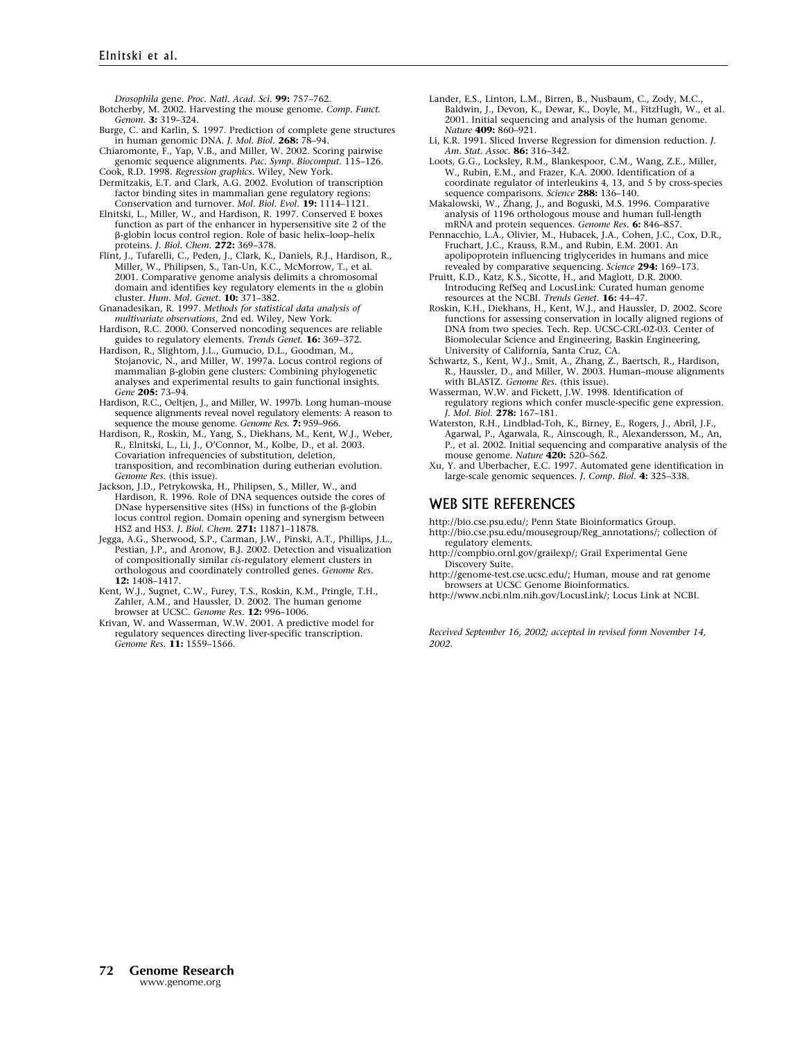*Drosophila* gene. *Proc. Natl. Acad. Sci.* **99:** 757–762.

Botcherby, M. 2002. Harvesting the mouse genome. *Comp. Funct. Genom.* **3:** 319–324.

Burge, C. and Karlin, S. 1997. Prediction of complete gene structures in human genomic DNA. *J. Mol. Biol.* **268:** 78–94.

Chiaromonte, F., Yap, V.B., and Miller, W. 2002. Scoring pairwise genomic sequence alignments. *Pac. Symp. Biocomput.* 115–126.

Cook, R.D. 1998. *Regression graphics*. Wiley, New York.

Dermitzakis, E.T. and Clark, A.G. 2002. Evolution of transcription factor binding sites in mammalian gene regulatory regions: Conservation and turnover. *Mol. Biol. Evol.* **19:** 1114–1121.

Elnitski, L., Miller, W., and Hardison, R. 1997. Conserved E boxes function as part of the enhancer in hypersensitive site 2 of the β-globin locus control region. Role of basic helix–loop–helix proteins. *J. Biol. Chem.* **272:** 369–378.

Flint, J., Tufarelli, C., Peden, J., Clark, K., Daniels, R.J., Hardison, R., Miller, W., Philipsen, S., Tan-Un, K.C., McMorrow, T., et al. 2001. Comparative genome analysis delimits a chromosomal domain and identifies key regulatory elements in the α globin cluster. *Hum. Mol. Genet.* **10:** 371–382.

Gnanadesikan, R. 1997. *Methods for statistical data analysis of multivariate observations*, 2nd ed. Wiley, New York.

Hardison, R.C. 2000. Conserved noncoding sequences are reliable guides to regulatory elements. *Trends Genet.* **16:** 369–372.

Hardison, R., Slightom, J.L., Gumucio, D.L., Goodman, M., Stojanovic, N., and Miller, W. 1997a. Locus control regions of mammalian β-globin gene clusters: Combining phylogenetic analyses and experimental results to gain functional insights. *Gene* **205:** 73–94.

Hardison, R.C., Oeltjen, J., and Miller, W. 1997b. Long human–mouse sequence alignments reveal novel regulatory elements: A reason to sequence the mouse genome. *Genome Res.* **7:** 959–966.

Hardison, R., Roskin, M., Yang, S., Diekhans, M., Kent, W.J., Weber, R., Elnitski, L., Li, J., O'Connor, M., Kolbe, D., et al. 2003. Covariation infrequencies of substitution, deletion, transposition, and recombination during eutherian evolution. *Genome Res.* (this issue).

Jackson, J.D., Petrykowska, H., Philipsen, S., Miller, W., and Hardison, R. 1996. Role of DNA sequences outside the cores of DNase hypersensitive sites (HSs) in functions of the β-globin locus control region. Domain opening and synergism between HS2 and HS3. *J. Biol. Chem.* **271:** 11871–11878.

Jegga, A.G., Sherwood, S.P., Carman, J.W., Pinski, A.T., Phillips, J.L., Pestian, J.P., and Aronow, B.J. 2002. Detection and visualization of compositionally similar *cis*-regulatory element clusters in orthologous and coordinately controlled genes. *Genome Res.* **12:** 1408–1417.

Kent, W.J., Sugnet, C.W., Furey, T.S., Roskin, K.M., Pringle, T.H., Zahler, A.M., and Haussler, D. 2002. The human genome browser at UCSC. *Genome Res.* **12:** 996–1006.

Krivan, W. and Wasserman, W.W. 2001. A predictive model for regulatory sequences directing liver-specific transcription. *Genome Res.* **11:** 1559–1566.

Lander, E.S., Linton, L.M., Birren, B., Nusbaum, C., Zody, M.C., Baldwin, J., Devon, K., Dewar, K., Doyle, M., FitzHugh, W., et al. 2001. Initial sequencing and analysis of the human genome. *Nature* **409:** 860–921.

Li, K.R. 1991. Sliced Inverse Regression for dimension reduction. *J. Am. Stat. Assoc.* **86:** 316–342.

Loots, G.G., Locksley, R.M., Blankespoor, C.M., Wang, Z.E., Miller, W., Rubin, E.M., and Frazer, K.A. 2000. Identification of a coordinate regulator of interleukins 4, 13, and 5 by cross-species sequence comparisons. *Science* **288:** 136–140.

Makalowski, W., Zhang, J., and Boguski, M.S. 1996. Comparative analysis of 1196 orthologous mouse and human full-length mRNA and protein sequences. *Genome Res.* **6:** 846–857.

Pennacchio, L.A., Olivier, M., Hubacek, J.A., Cohen, J.C., Cox, D.R., Fruchart, J.C., Krauss, R.M., and Rubin, E.M. 2001. An apolipoprotein influencing triglycerides in humans and mice revealed by comparative sequencing. *Science* **294:** 169–173.

Pruitt, K.D., Katz, K.S., Sicotte, H., and Maglott, D.R. 2000. Introducing RefSeq and LocusLink: Curated human genome resources at the NCBI. *Trends Genet.* **16:** 44–47.

Roskin, K.H., Diekhans, M., Kent, W.J., and Haussler, D. 2002. Score functions for assessing conservation in locally aligned regions of DNA from two species. Tech. Rep. UCSC-CRL-02-03. Center of Biomolecular Science and Engineering, Baskin Engineering, University of California, Santa Cruz, CA.

Schwartz, S., Kent, W.J., Smit, A., Zhang, Z., Baertsch, R., Hardison, R., Haussler, D., and Miller, W. 2003. Human–mouse alignments with BLASTZ. *Genome Res.* (this issue).

Wasserman, W.W. and Fickett, J.W. 1998. Identification of regulatory regions which confer muscle-specific gene expression. *J. Mol. Biol.* **278:** 167–181.

Waterston, R.H., Lindblad-Toh, K., Birney, E., Rogers, J., Abril, J.F., Agarwal, P., Agarwala, R., Ainscough, R., Alexandersson, M., An, P., et al. 2002. Initial sequencing and comparative analysis of the mouse genome. *Nature* **420:** 520–562.

Xu, Y. and Uberbacher, E.C. 1997. Automated gene identification in large-scale genomic sequences. *J. Comp. Biol.* **4:** 325–338.

## WEB SITE REFERENCES

http://bio.cse.psu.edu/; Penn State Bioinformatics Group.

http://bio.cse.psu.edu/mousegroup/Reg_annotations/; collection of regulatory elements.

http://compbio.ornl.gov/grailexp/; Grail Experimental Gene Discovery Suite.

http://genome-test.cse.ucsc.edu/; Human, mouse and rat genome browsers at UCSC Genome Bioinformatics.

http://www.ncbi.nlm.nih.gov/LocusLink/; Locus Link at NCBI.

*Received September 16, 2002; accepted in revised form November 14, 2002.*